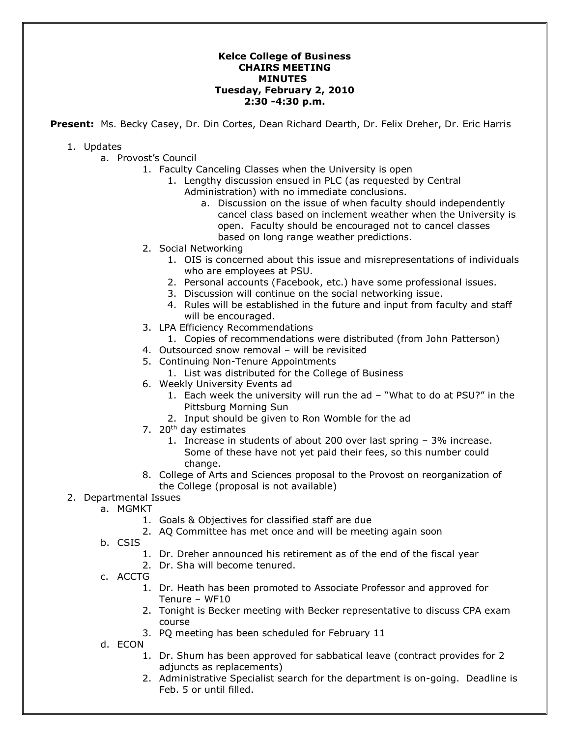**Kelce College of Business**
**CHAIRS MEETING**
**MINUTES**
**Tuesday, February 2, 2010**
**2:30 -4:30 p.m.**

**Present:** Ms. Becky Casey, Dr. Din Cortes, Dean Richard Dearth, Dr. Felix Dreher, Dr. Eric Harris

1. Updates
   a. Provost's Council
      1. Faculty Canceling Classes when the University is open
         1. Lengthy discussion ensued in PLC (as requested by Central Administration) with no immediate conclusions.
            a. Discussion on the issue of when faculty should independently cancel class based on inclement weather when the University is open. Faculty should be encouraged not to cancel classes based on long range weather predictions.
      2. Social Networking
         1. OIS is concerned about this issue and misrepresentations of individuals who are employees at PSU.
         2. Personal accounts (Facebook, etc.) have some professional issues.
         3. Discussion will continue on the social networking issue.
         4. Rules will be established in the future and input from faculty and staff will be encouraged.
      3. LPA Efficiency Recommendations
         1. Copies of recommendations were distributed (from John Patterson)
      4. Outsourced snow removal – will be revisited
      5. Continuing Non-Tenure Appointments
         1. List was distributed for the College of Business
      6. Weekly University Events ad
         1. Each week the university will run the ad – "What to do at PSU?" in the Pittsburg Morning Sun
         2. Input should be given to Ron Womble for the ad
      7. 20th day estimates
         1. Increase in students of about 200 over last spring – 3% increase. Some of these have not yet paid their fees, so this number could change.
      8. College of Arts and Sciences proposal to the Provost on reorganization of the College (proposal is not available)
2. Departmental Issues
   a. MGMKT
      1. Goals & Objectives for classified staff are due
      2. AQ Committee has met once and will be meeting again soon
   b. CSIS
      1. Dr. Dreher announced his retirement as of the end of the fiscal year
      2. Dr. Sha will become tenured.
   c. ACCTG
      1. Dr. Heath has been promoted to Associate Professor and approved for Tenure – WF10
      2. Tonight is Becker meeting with Becker representative to discuss CPA exam course
      3. PQ meeting has been scheduled for February 11
   d. ECON
      1. Dr. Shum has been approved for sabbatical leave (contract provides for 2 adjuncts as replacements)
      2. Administrative Specialist search for the department is on-going. Deadline is Feb. 5 or until filled.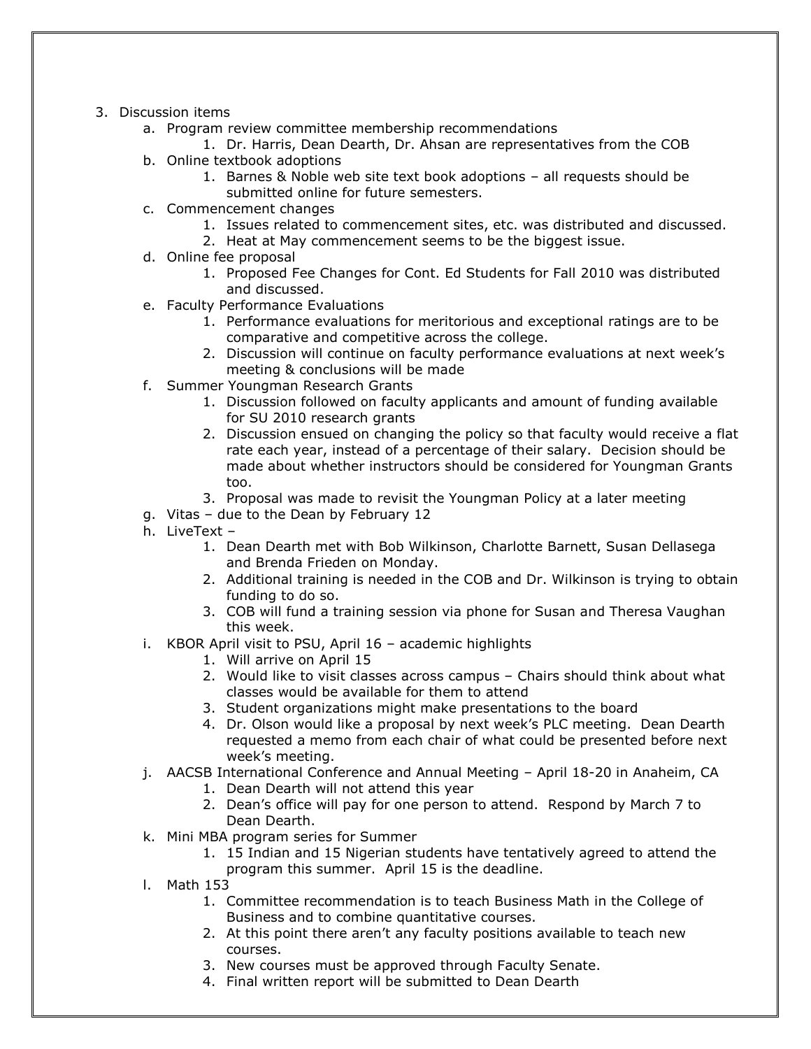3. Discussion items
    a. Program review committee membership recommendations
        1. Dr. Harris, Dean Dearth, Dr. Ahsan are representatives from the COB
    b. Online textbook adoptions
        1. Barnes & Noble web site text book adoptions – all requests should be submitted online for future semesters.
    c. Commencement changes
        1. Issues related to commencement sites, etc. was distributed and discussed.
        2. Heat at May commencement seems to be the biggest issue.
    d. Online fee proposal
        1. Proposed Fee Changes for Cont. Ed Students for Fall 2010 was distributed and discussed.
    e. Faculty Performance Evaluations
        1. Performance evaluations for meritorious and exceptional ratings are to be comparative and competitive across the college.
        2. Discussion will continue on faculty performance evaluations at next week's meeting & conclusions will be made
    f. Summer Youngman Research Grants
        1. Discussion followed on faculty applicants and amount of funding available for SU 2010 research grants
        2. Discussion ensued on changing the policy so that faculty would receive a flat rate each year, instead of a percentage of their salary. Decision should be made about whether instructors should be considered for Youngman Grants too.
        3. Proposal was made to revisit the Youngman Policy at a later meeting
    g. Vitas – due to the Dean by February 12
    h. LiveText –
        1. Dean Dearth met with Bob Wilkinson, Charlotte Barnett, Susan Dellasega and Brenda Frieden on Monday.
        2. Additional training is needed in the COB and Dr. Wilkinson is trying to obtain funding to do so.
        3. COB will fund a training session via phone for Susan and Theresa Vaughan this week.
    i. KBOR April visit to PSU, April 16 – academic highlights
        1. Will arrive on April 15
        2. Would like to visit classes across campus – Chairs should think about what classes would be available for them to attend
        3. Student organizations might make presentations to the board
        4. Dr. Olson would like a proposal by next week's PLC meeting. Dean Dearth requested a memo from each chair of what could be presented before next week's meeting.
    j. AACSB International Conference and Annual Meeting – April 18-20 in Anaheim, CA
        1. Dean Dearth will not attend this year
        2. Dean's office will pay for one person to attend. Respond by March 7 to Dean Dearth.
    k. Mini MBA program series for Summer
        1. 15 Indian and 15 Nigerian students have tentatively agreed to attend the program this summer. April 15 is the deadline.
    l. Math 153
        1. Committee recommendation is to teach Business Math in the College of Business and to combine quantitative courses.
        2. At this point there aren't any faculty positions available to teach new courses.
        3. New courses must be approved through Faculty Senate.
        4. Final written report will be submitted to Dean Dearth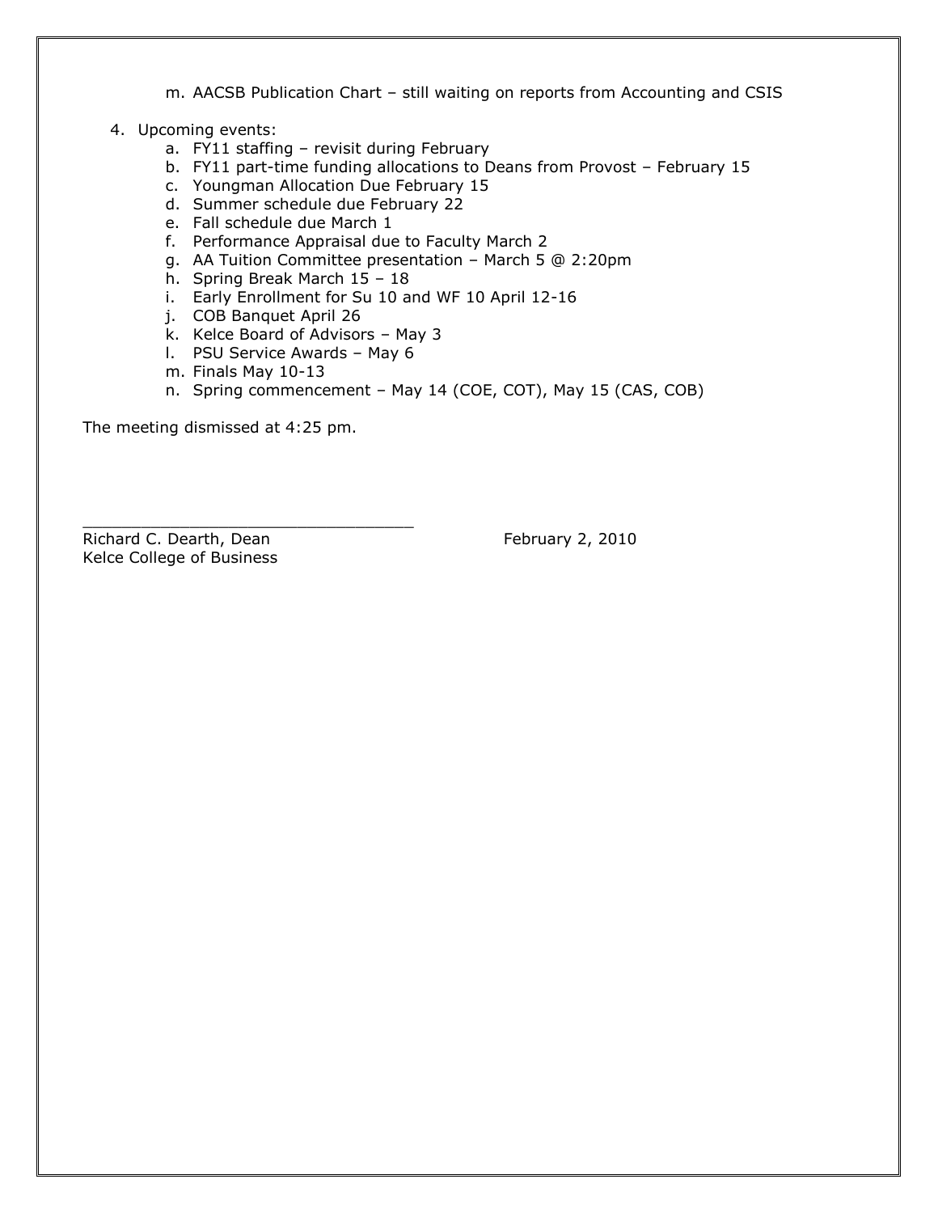m. AACSB Publication Chart – still waiting on reports from Accounting and CSIS

4. Upcoming events:
    a. FY11 staffing – revisit during February
    b. FY11 part-time funding allocations to Deans from Provost – February 15
    c. Youngman Allocation Due February 15
    d. Summer schedule due February 22
    e. Fall schedule due March 1
    f. Performance Appraisal due to Faculty March 2
    g. AA Tuition Committee presentation – March 5 @ 2:20pm
    h. Spring Break March 15 – 18
    i. Early Enrollment for Su 10 and WF 10 April 12-16
    j. COB Banquet April 26
    k. Kelce Board of Advisors – May 3
    l. PSU Service Awards – May 6
    m. Finals May 10-13
    n. Spring commencement – May 14 (COE, COT), May 15 (CAS, COB)

The meeting dismissed at 4:25 pm.

___________________________________

Richard C. Dearth, Dean　　　　　　　　February 2, 2010
Kelce College of Business